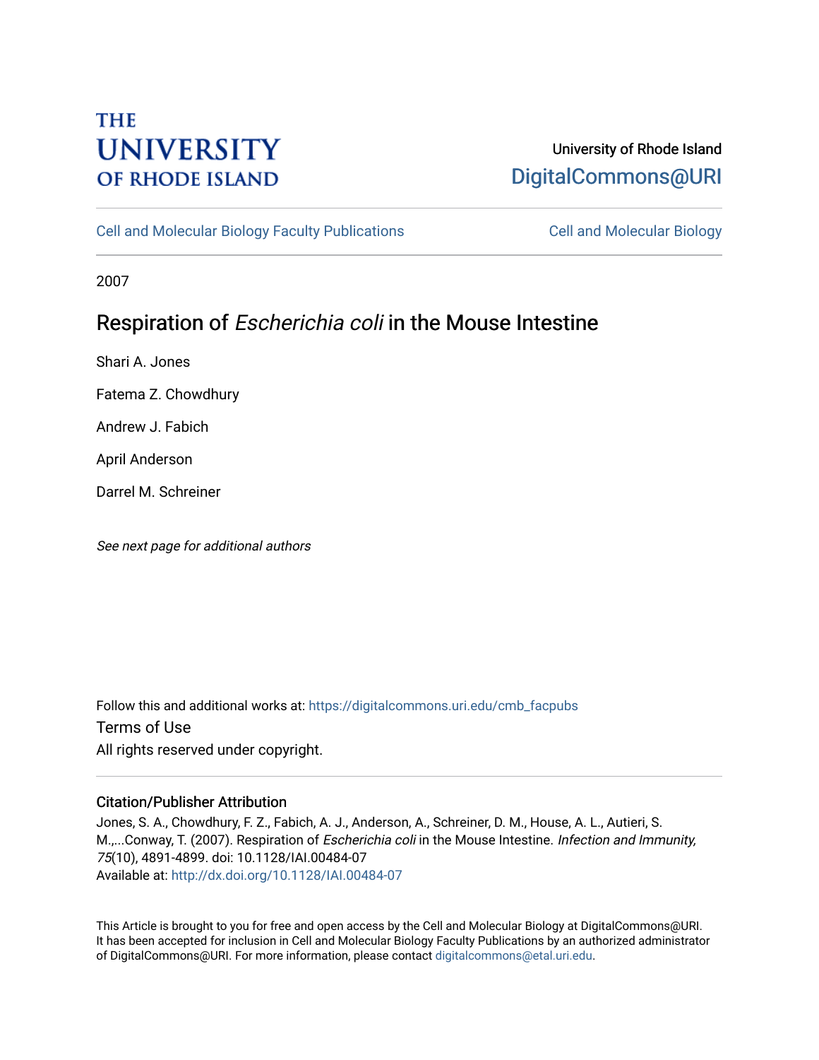THE UNIVERSITY OF RHODE ISLAND

University of Rhode Island
DigitalCommons@URI

Cell and Molecular Biology Faculty Publications | Cell and Molecular Biology

2007

# Respiration of *Escherichia coli* in the Mouse Intestine

Shari A. Jones

Fatema Z. Chowdhury

Andrew J. Fabich

April Anderson

Darrel M. Schreiner

*See next page for additional authors*

Follow this and additional works at: https://digitalcommons.uri.edu/cmb_facpubs

Terms of Use
All rights reserved under copyright.

### Citation/Publisher Attribution

Jones, S. A., Chowdhury, F. Z., Fabich, A. J., Anderson, A., Schreiner, D. M., House, A. L., Autieri, S. M.,...Conway, T. (2007). Respiration of *Escherichia coli* in the Mouse Intestine. *Infection and Immunity, 75*(10), 4891-4899. doi: 10.1128/IAI.00484-07
Available at: http://dx.doi.org/10.1128/IAI.00484-07

This Article is brought to you for free and open access by the Cell and Molecular Biology at DigitalCommons@URI. It has been accepted for inclusion in Cell and Molecular Biology Faculty Publications by an authorized administrator of DigitalCommons@URI. For more information, please contact digitalcommons@etal.uri.edu.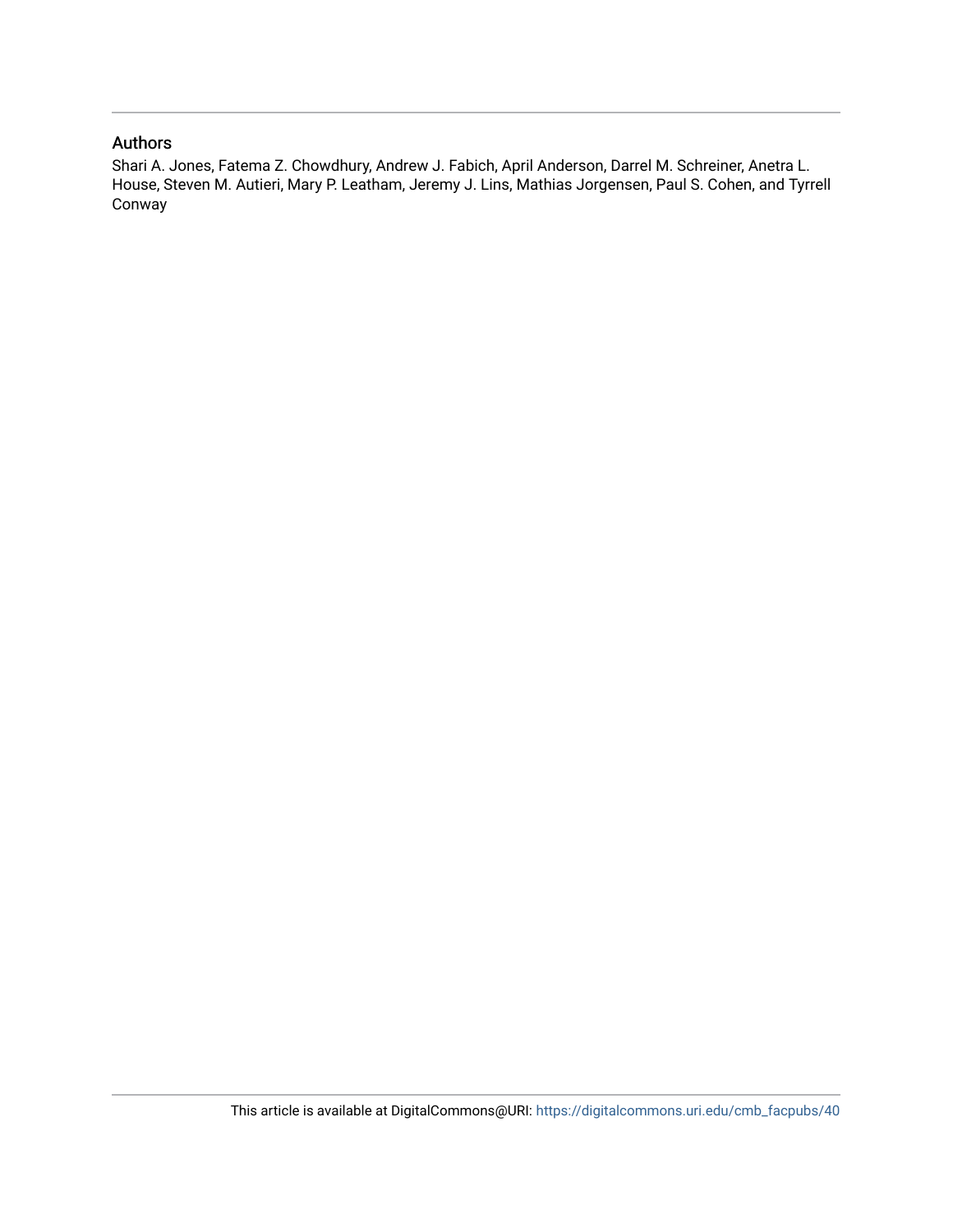## Authors

Shari A. Jones, Fatema Z. Chowdhury, Andrew J. Fabich, April Anderson, Darrel M. Schreiner, Anetra L. House, Steven M. Autieri, Mary P. Leatham, Jeremy J. Lins, Mathias Jorgensen, Paul S. Cohen, and Tyrrell Conway

This article is available at DigitalCommons@URI: https://digitalcommons.uri.edu/cmb_facpubs/40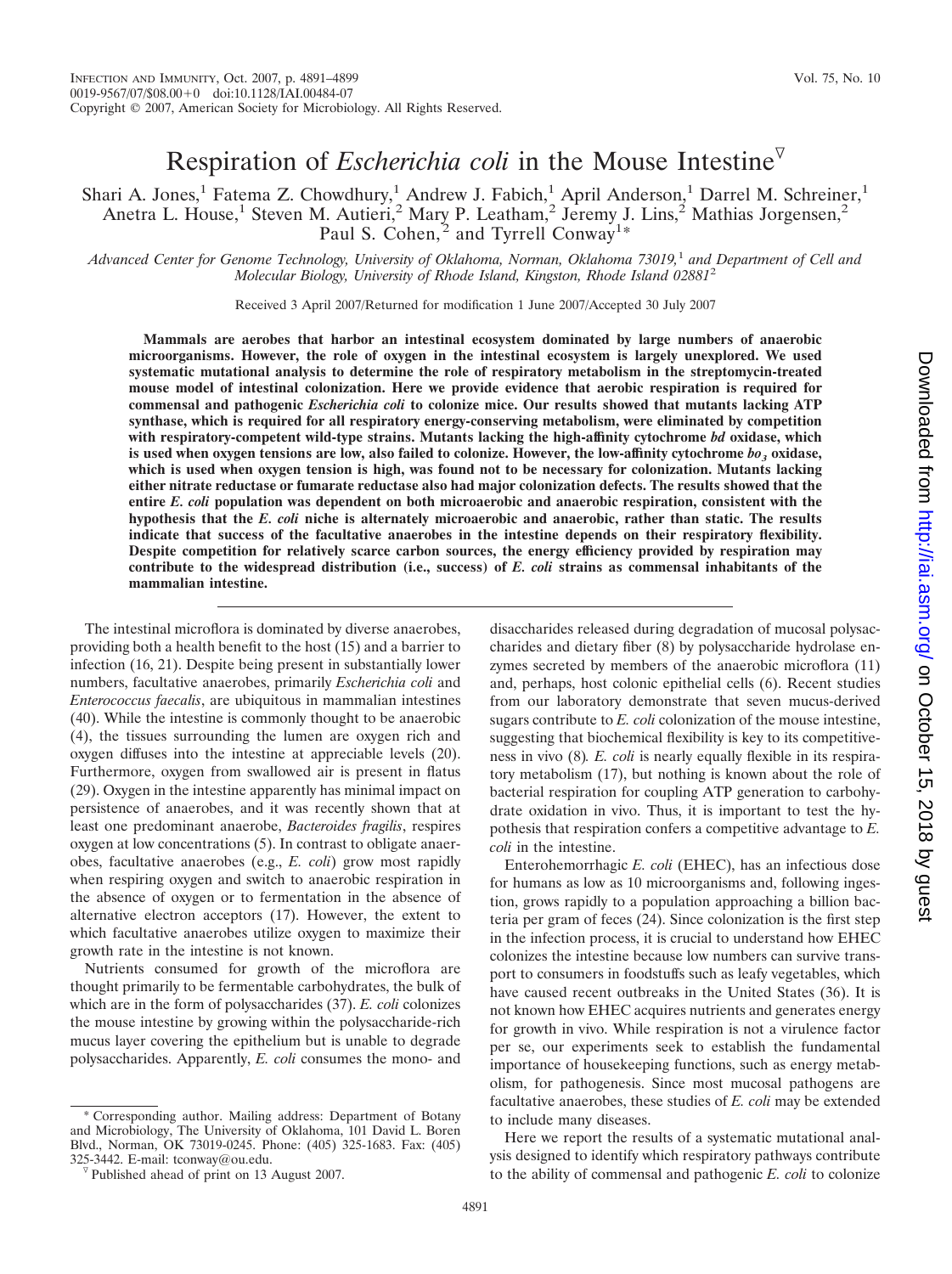# Respiration of *Escherichia coli* in the Mouse Intestine[▽]

Shari A. Jones,[1] Fatema Z. Chowdhury,[1] Andrew J. Fabich,[1] April Anderson,[1] Darrel M. Schreiner,[1] Anetra L. House,[1] Steven M. Autieri,[2] Mary P. Leatham,[2] Jeremy J. Lins,[2] Mathias Jorgensen,[2] Paul S. Cohen,[2] and Tyrrell Conway[1]*

*Advanced Center for Genome Technology, University of Oklahoma, Norman, Oklahoma 73019,[1] and Department of Cell and Molecular Biology, University of Rhode Island, Kingston, Rhode Island 02881[2]*

Received 3 April 2007/Returned for modification 1 June 2007/Accepted 30 July 2007

**Mammals are aerobes that harbor an intestinal ecosystem dominated by large numbers of anaerobic microorganisms. However, the role of oxygen in the intestinal ecosystem is largely unexplored. We used systematic mutational analysis to determine the role of respiratory metabolism in the streptomycin-treated mouse model of intestinal colonization. Here we provide evidence that aerobic respiration is required for commensal and pathogenic *Escherichia coli* to colonize mice. Our results showed that mutants lacking ATP synthase, which is required for all respiratory energy-conserving metabolism, were eliminated by competition with respiratory-competent wild-type strains. Mutants lacking the high-affinity cytochrome *bd* oxidase, which is used when oxygen tensions are low, also failed to colonize. However, the low-affinity cytochrome $bo_3$ oxidase, which is used when oxygen tension is high, was found not to be necessary for colonization. Mutants lacking either nitrate reductase or fumarate reductase also had major colonization defects. The results showed that the entire *E. coli* population was dependent on both microaerobic and anaerobic respiration, consistent with the hypothesis that the *E. coli* niche is alternately microaerobic and anaerobic, rather than static. The results indicate that success of the facultative anaerobes in the intestine depends on their respiratory flexibility. Despite competition for relatively scarce carbon sources, the energy efficiency provided by respiration may contribute to the widespread distribution (i.e., success) of *E. coli* strains as commensal inhabitants of the mammalian intestine.**

The intestinal microflora is dominated by diverse anaerobes, providing both a health benefit to the host (15) and a barrier to infection (16, 21). Despite being present in substantially lower numbers, facultative anaerobes, primarily *Escherichia coli* and *Enterococcus faecalis*, are ubiquitous in mammalian intestines (40). While the intestine is commonly thought to be anaerobic (4), the tissues surrounding the lumen are oxygen rich and oxygen diffuses into the intestine at appreciable levels (20). Furthermore, oxygen from swallowed air is present in flatus (29). Oxygen in the intestine apparently has minimal impact on persistence of anaerobes, and it was recently shown that at least one predominant anaerobe, *Bacteroides fragilis*, respires oxygen at low concentrations (5). In contrast to obligate anaerobes, facultative anaerobes (e.g., *E. coli*) grow most rapidly when respiring oxygen and switch to anaerobic respiration in the absence of oxygen or to fermentation in the absence of alternative electron acceptors (17). However, the extent to which facultative anaerobes utilize oxygen to maximize their growth rate in the intestine is not known.

Nutrients consumed for growth of the microflora are thought primarily to be fermentable carbohydrates, the bulk of which are in the form of polysaccharides (37). *E. coli* colonizes the mouse intestine by growing within the polysaccharide-rich mucus layer covering the epithelium but is unable to degrade polysaccharides. Apparently, *E. coli* consumes the mono- and disaccharides released during degradation of mucosal polysaccharides and dietary fiber (8) by polysaccharide hydrolase enzymes secreted by members of the anaerobic microflora (11) and, perhaps, host colonic epithelial cells (6). Recent studies from our laboratory demonstrate that seven mucus-derived sugars contribute to *E. coli* colonization of the mouse intestine, suggesting that biochemical flexibility is key to its competitiveness in vivo (8). *E. coli* is nearly equally flexible in its respiratory metabolism (17), but nothing is known about the role of bacterial respiration for coupling ATP generation to carbohydrate oxidation in vivo. Thus, it is important to test the hypothesis that respiration confers a competitive advantage to *E. coli* in the intestine.

Enterohemorrhagic *E. coli* (EHEC), has an infectious dose for humans as low as 10 microorganisms and, following ingestion, grows rapidly to a population approaching a billion bacteria per gram of feces (24). Since colonization is the first step in the infection process, it is crucial to understand how EHEC colonizes the intestine because low numbers can survive transport to consumers in foodstuffs such as leafy vegetables, which have caused recent outbreaks in the United States (36). It is not known how EHEC acquires nutrients and generates energy for growth in vivo. While respiration is not a virulence factor per se, our experiments seek to establish the fundamental importance of housekeeping functions, such as energy metabolism, for pathogenesis. Since most mucosal pathogens are facultative anaerobes, these studies of *E. coli* may be extended to include many diseases.

Here we report the results of a systematic mutational analysis designed to identify which respiratory pathways contribute to the ability of commensal and pathogenic *E. coli* to colonize

---

\* Corresponding author. Mailing address: Department of Botany and Microbiology, The University of Oklahoma, 101 David L. Boren Blvd., Norman, OK 73019-0245. Phone: (405) 325-1683. Fax: (405) 325-3442. E-mail: tconway@ou.edu.

▽ Published ahead of print on 13 August 2007.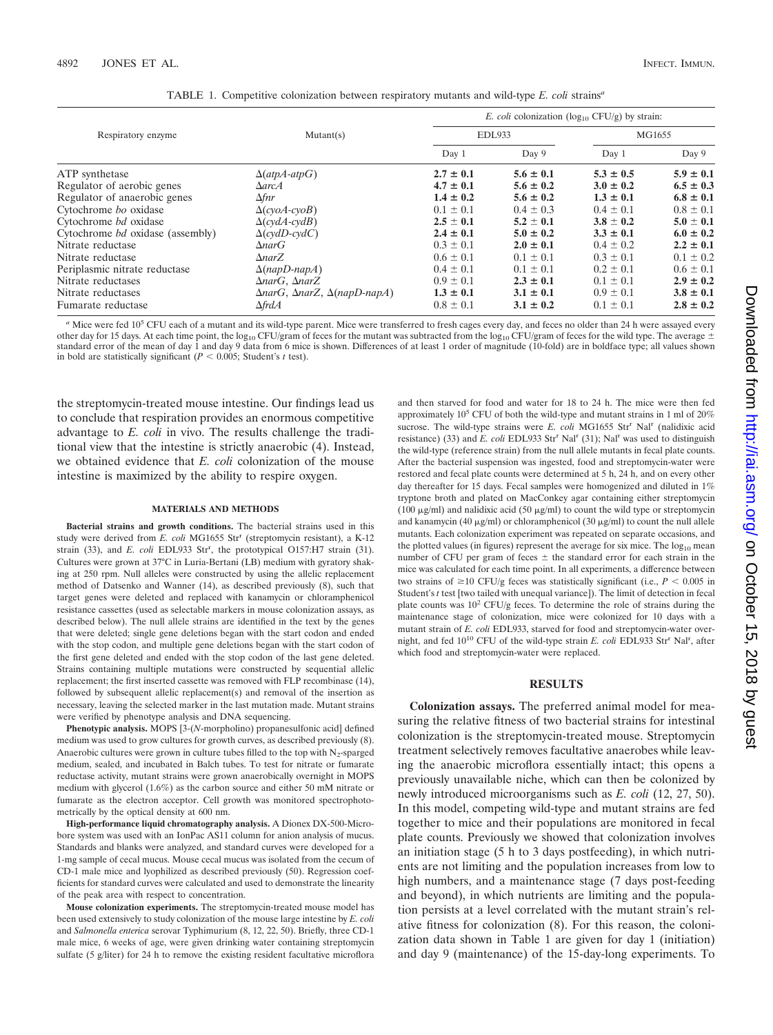TABLE 1. Competitive colonization between respiratory mutants and wild-type *E. coli* strains[a]

| Respiratory enzyme | Mutant(s) | *E. coli* colonization ($log_{10}$ CFU/g) by strain: | | | |
|---|---|---|---|---|---|
| | | EDL933 | | MG1655 | |
| | | Day 1 | Day 9 | Day 1 | Day 9 |
| ATP synthetase | Δ(*atpA-atpG*) | **2.7 ± 0.1** | **5.6 ± 0.1** | **5.3 ± 0.5** | **5.9 ± 0.1** |
| Regulator of aerobic genes | Δ*arcA* | **4.7 ± 0.1** | **5.6 ± 0.2** | **3.0 ± 0.2** | **6.5 ± 0.3** |
| Regulator of anaerobic genes | Δ*fnr* | **1.4 ± 0.2** | **5.6 ± 0.2** | **1.3 ± 0.1** | **6.8 ± 0.1** |
| Cytochrome *bo* oxidase | Δ(*cyoA-cyoB*) | 0.1 ± 0.1 | 0.4 ± 0.3 | 0.4 ± 0.1 | 0.8 ± 0.1 |
| Cytochrome *bd* oxidase | Δ(*cydA-cydB*) | **2.5 ± 0.1** | **5.2 ± 0.1** | **3.8 ± 0.2** | **5.0 ± 0.1** |
| Cytochrome *bd* oxidase (assembly) | Δ(*cydD-cydC*) | **2.4 ± 0.1** | **5.0 ± 0.2** | **3.3 ± 0.1** | **6.0 ± 0.2** |
| Nitrate reductase | Δ*narG* | 0.3 ± 0.1 | **2.0 ± 0.1** | 0.4 ± 0.2 | **2.2 ± 0.1** |
| Nitrate reductase | Δ*narZ* | 0.6 ± 0.1 | 0.1 ± 0.1 | 0.3 ± 0.1 | 0.1 ± 0.2 |
| Periplasmic nitrate reductase | Δ(*napD-napA*) | 0.4 ± 0.1 | 0.1 ± 0.1 | 0.2 ± 0.1 | 0.6 ± 0.1 |
| Nitrate reductases | Δ*narG*, Δ*narZ* | 0.9 ± 0.1 | **2.3 ± 0.1** | 0.1 ± 0.1 | **2.9 ± 0.2** |
| Nitrate reductases | Δ*narG*, Δ*narZ*, Δ(*napD-napA*) | **1.3 ± 0.1** | **3.1 ± 0.1** | 0.9 ± 0.1 | **3.8 ± 0.1** |
| Fumarate reductase | Δ*frdA* | 0.8 ± 0.1 | **3.1 ± 0.2** | 0.1 ± 0.1 | **2.8 ± 0.2** |

[a] Mice were fed $10^5$ CFU each of a mutant and its wild-type parent. Mice were transferred to fresh cages every day, and feces no older than 24 h were assayed every other day for 15 days. At each time point, the $log_{10}$ CFU/gram of feces for the mutant was subtracted from the $log_{10}$ CFU/gram of feces for the wild type. The average ± standard error of the mean of day 1 and day 9 data from 6 mice is shown. Differences of at least 1 order of magnitude (10-fold) are in boldface type; all values shown in bold are statistically significant ($P < 0.005$; Student's *t* test).

the streptomycin-treated mouse intestine. Our findings lead us to conclude that respiration provides an enormous competitive advantage to *E. coli* in vivo. The results challenge the traditional view that the intestine is strictly anaerobic (4). Instead, we obtained evidence that *E. coli* colonization of the mouse intestine is maximized by the ability to respire oxygen.

## MATERIALS AND METHODS

**Bacterial strains and growth conditions.** The bacterial strains used in this study were derived from *E. coli* MG1655 Str[r] (streptomycin resistant), a K-12 strain (33), and *E. coli* EDL933 Str[r], the prototypical O157:H7 strain (31). Cultures were grown at 37°C in Luria-Bertani (LB) medium with gyratory shaking at 250 rpm. Null alleles were constructed by using the allelic replacement method of Datsenko and Wanner (14), as described previously (8), such that target genes were deleted and replaced with kanamycin or chloramphenicol resistance cassettes (used as selectable markers in mouse colonization assays, as described below). The null allele strains are identified in the text by the genes that were deleted; single gene deletions began with the start codon and ended with the stop codon, and multiple gene deletions began with the start codon of the first gene deleted and ended with the stop codon of the last gene deleted. Strains containing multiple mutations were constructed by sequential allelic replacement; the first inserted cassette was removed with FLP recombinase (14), followed by subsequent allelic replacement(s) and removal of the insertion as necessary, leaving the selected marker in the last mutation made. Mutant strains were verified by phenotype analysis and DNA sequencing.

**Phenotypic analysis.** MOPS [3-(*N*-morpholino) propanesulfonic acid] defined medium was used to grow cultures for growth curves, as described previously (8). Anaerobic cultures were grown in culture tubes filled to the top with $N_2$-sparged medium, sealed, and incubated in Balch tubes. To test for nitrate or fumarate reductase activity, mutant strains were grown anaerobically overnight in MOPS medium with glycerol (1.6%) as the carbon source and either 50 mM nitrate or fumarate as the electron acceptor. Cell growth was monitored spectrophotometrically by the optical density at 600 nm.

**High-performance liquid chromatography analysis.** A Dionex DX-500-Microbore system was used with an IonPac AS11 column for anion analysis of mucus. Standards and blanks were analyzed, and standard curves were developed for a 1-mg sample of cecal mucus. Mouse cecal mucus was isolated from the cecum of CD-1 male mice and lyophilized as described previously (50). Regression coefficients for standard curves were calculated and used to demonstrate the linearity of the peak area with respect to concentration.

**Mouse colonization experiments.** The streptomycin-treated mouse model has been used extensively to study colonization of the mouse large intestine by *E. coli* and *Salmonella enterica* serovar Typhimurium (8, 12, 22, 50). Briefly, three CD-1 male mice, 6 weeks of age, were given drinking water containing streptomycin sulfate (5 g/liter) for 24 h to remove the existing resident facultative microflora and then starved for food and water for 18 to 24 h. The mice were then fed approximately $10^5$ CFU of both the wild-type and mutant strains in 1 ml of 20% sucrose. The wild-type strains were *E. coli* MG1655 Str[r] Nal[r] (nalidixic acid resistance) (33) and *E. coli* EDL933 Str[r] Nal[r] (31); Nal[r] was used to distinguish the wild-type (reference strain) from the null allele mutants in fecal plate counts. After the bacterial suspension was ingested, food and streptomycin-water were restored and fecal plate counts were determined at 5 h, 24 h, and on every other day thereafter for 15 days. Fecal samples were homogenized and diluted in 1% tryptone broth and plated on MacConkey agar containing either streptomycin (100 μg/ml) and nalidixic acid (50 μg/ml) to count the wild type or streptomycin and kanamycin (40 μg/ml) or chloramphenicol (30 μg/ml) to count the null allele mutants. Each colonization experiment was repeated on separate occasions, and the plotted values (in figures) represent the average for six mice. The $log_{10}$ mean number of CFU per gram of feces ± the standard error for each strain in the mice was calculated for each time point. In all experiments, a difference between two strains of ≥10 CFU/g feces was statistically significant (i.e., $P < 0.005$ in Student's *t* test [two tailed with unequal variance]). The limit of detection in fecal plate counts was $10^2$ CFU/g feces. To determine the role of strains during the maintenance stage of colonization, mice were colonized for 10 days with a mutant strain of *E. coli* EDL933, starved for food and streptomycin-water overnight, and fed $10^{10}$ CFU of the wild-type strain *E. coli* EDL933 Str[r] Nal[r], after which food and streptomycin-water were replaced.

## RESULTS

**Colonization assays.** The preferred animal model for measuring the relative fitness of two bacterial strains for intestinal colonization is the streptomycin-treated mouse. Streptomycin treatment selectively removes facultative anaerobes while leaving the anaerobic microflora essentially intact; this opens a previously unavailable niche, which can then be colonized by newly introduced microorganisms such as *E. coli* (12, 27, 50). In this model, competing wild-type and mutant strains are fed together to mice and their populations are monitored in fecal plate counts. Previously we showed that colonization involves an initiation stage (5 h to 3 days postfeeding), in which nutrients are not limiting and the population increases from low to high numbers, and a maintenance stage (7 days post-feeding and beyond), in which nutrients are limiting and the population persists at a level correlated with the mutant strain's relative fitness for colonization (8). For this reason, the colonization data shown in Table 1 are given for day 1 (initiation) and day 9 (maintenance) of the 15-day-long experiments. To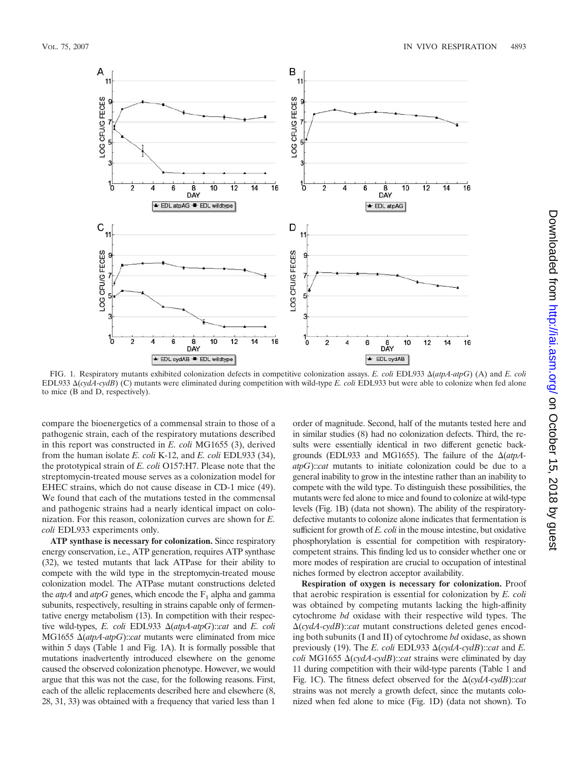FIG. 1. Respiratory mutants exhibited colonization defects in competitive colonization assays. *E. coli* EDL933 Δ(*atpA-atpG*) (A) and *E. coli* EDL933 Δ(*cydA-cydB*) (C) mutants were eliminated during competition with wild-type *E. coli* EDL933 but were able to colonize when fed alone to mice (B and D, respectively).

compare the bioenergetics of a commensal strain to those of a pathogenic strain, each of the respiratory mutations described in this report was constructed in *E. coli* MG1655 (3), derived from the human isolate *E. coli* K-12, and *E. coli* EDL933 (34), the prototypical strain of *E. coli* O157:H7. Please note that the streptomycin-treated mouse serves as a colonization model for EHEC strains, which do not cause disease in CD-1 mice (49). We found that each of the mutations tested in the commensal and pathogenic strains had a nearly identical impact on colonization. For this reason, colonization curves are shown for *E. coli* EDL933 experiments only.

**ATP synthase is necessary for colonization.** Since respiratory energy conservation, i.e., ATP generation, requires ATP synthase (32), we tested mutants that lack ATPase for their ability to compete with the wild type in the streptomycin-treated mouse colonization model. The ATPase mutant constructions deleted the *atpA* and *atpG* genes, which encode the $F_1$ alpha and gamma subunits, respectively, resulting in strains capable only of fermentative energy metabolism (13). In competition with their respective wild-types, *E. coli* EDL933 Δ(*atpA-atpG*)::*cat* and *E. coli* MG1655 Δ(*atpA-atpG*)::*cat* mutants were eliminated from mice within 5 days (Table 1 and Fig. 1A). It is formally possible that mutations inadvertently introduced elsewhere on the genome caused the observed colonization phenotype. However, we would argue that this was not the case, for the following reasons. First, each of the allelic replacements described here and elsewhere (8, 28, 31, 33) was obtained with a frequency that varied less than 1 order of magnitude. Second, half of the mutants tested here and in similar studies (8) had no colonization defects. Third, the results were essentially identical in two different genetic backgrounds (EDL933 and MG1655). The failure of the Δ(*atpA-atpG*)::*cat* mutants to initiate colonization could be due to a general inability to grow in the intestine rather than an inability to compete with the wild type. To distinguish these possibilities, the mutants were fed alone to mice and found to colonize at wild-type levels (Fig. 1B) (data not shown). The ability of the respiratory-defective mutants to colonize alone indicates that fermentation is sufficient for growth of *E. coli* in the mouse intestine, but oxidative phosphorylation is essential for competition with respiratory-competent strains. This finding led us to consider whether one or more modes of respiration are crucial to occupation of intestinal niches formed by electron acceptor availability.

**Respiration of oxygen is necessary for colonization.** Proof that aerobic respiration is essential for colonization by *E. coli* was obtained by competing mutants lacking the high-affinity cytochrome *bd* oxidase with their respective wild types. The Δ(*cydA-cydB*)::*cat* mutant constructions deleted genes encoding both subunits (I and II) of cytochrome *bd* oxidase, as shown previously (19). The *E. coli* EDL933 Δ(*cydA-cydB*)::*cat* and *E. coli* MG1655 Δ(*cydA-cydB*)::*cat* strains were eliminated by day 11 during competition with their wild-type parents (Table 1 and Fig. 1C). The fitness defect observed for the Δ(*cydA-cydB*)::*cat* strains was not merely a growth defect, since the mutants colonized when fed alone to mice (Fig. 1D) (data not shown). To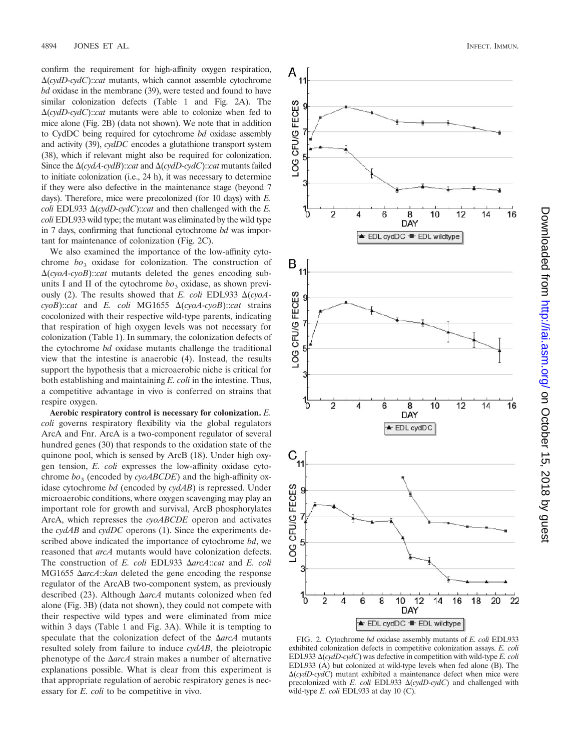confirm the requirement for high-affinity oxygen respiration, Δ(*cydD-cydC*)::*cat* mutants, which cannot assemble cytochrome *bd* oxidase in the membrane (39), were tested and found to have similar colonization defects (Table 1 and Fig. 2A). The Δ(*cydD-cydC*)::*cat* mutants were able to colonize when fed to mice alone (Fig. 2B) (data not shown). We note that in addition to CydDC being required for cytochrome *bd* oxidase assembly and activity (39), *cydDC* encodes a glutathione transport system (38), which if relevant might also be required for colonization. Since the Δ(*cydA-cydB*)::*cat* and Δ(*cydD-cydC*)::*cat* mutants failed to initiate colonization (i.e., 24 h), it was necessary to determine if they were also defective in the maintenance stage (beyond 7 days). Therefore, mice were precolonized (for 10 days) with *E. coli* EDL933 Δ(*cydD-cydC*)::*cat* and then challenged with the *E. coli* EDL933 wild type; the mutant was eliminated by the wild type in 7 days, confirming that functional cytochrome *bd* was important for maintenance of colonization (Fig. 2C).

We also examined the importance of the low-affinity cytochrome $bo_3$ oxidase for colonization. The construction of Δ(*cyoA-cyoB*)::*cat* mutants deleted the genes encoding subunits I and II of the cytochrome $bo_3$ oxidase, as shown previously (2). The results showed that *E. coli* EDL933 Δ(*cyoA-cyoB*)::*cat* and *E. coli* MG1655 Δ(*cyoA-cyoB*)::*cat* strains cocolonized with their respective wild-type parents, indicating that respiration of high oxygen levels was not necessary for colonization (Table 1). In summary, the colonization defects of the cytochrome *bd* oxidase mutants challenge the traditional view that the intestine is anaerobic (4). Instead, the results support the hypothesis that a microaerobic niche is critical for both establishing and maintaining *E. coli* in the intestine. Thus, a competitive advantage in vivo is conferred on strains that respire oxygen.

**Aerobic respiratory control is necessary for colonization.** *E. coli* governs respiratory flexibility via the global regulators ArcA and Fnr. ArcA is a two-component regulator of several hundred genes (30) that responds to the oxidation state of the quinone pool, which is sensed by ArcB (18). Under high oxygen tension, *E. coli* expresses the low-affinity oxidase cytochrome $bo_3$ (encoded by *cyoABCDE*) and the high-affinity oxidase cytochrome *bd* (encoded by *cydAB*) is repressed. Under microaerobic conditions, where oxygen scavenging may play an important role for growth and survival, ArcB phosphorylates ArcA, which represses the *cyoABCDE* operon and activates the *cydAB* and *cydDC* operons (1). Since the experiments described above indicated the importance of cytochrome *bd*, we reasoned that *arcA* mutants would have colonization defects. The construction of *E. coli* EDL933 Δ*arcA*::*cat* and *E. coli* MG1655 Δ*arcA*::*kan* deleted the gene encoding the response regulator of the ArcAB two-component system, as previously described (23). Although Δ*arcA* mutants colonized when fed alone (Fig. 3B) (data not shown), they could not compete with their respective wild types and were eliminated from mice within 3 days (Table 1 and Fig. 3A). While it is tempting to speculate that the colonization defect of the Δ*arcA* mutants resulted solely from failure to induce *cydAB*, the pleiotropic phenotype of the Δ*arcA* strain makes a number of alternative explanations possible. What is clear from this experiment is that appropriate regulation of aerobic respiratory genes is necessary for *E. coli* to be competitive in vivo.

FIG. 2. Cytochrome *bd* oxidase assembly mutants of *E. coli* EDL933 exhibited colonization defects in competitive colonization assays. *E. coli* EDL933 Δ(*cydD-cydC*) was defective in competition with wild-type *E. coli* EDL933 (A) but colonized at wild-type levels when fed alone (B). The Δ(*cydD-cydC*) mutant exhibited a maintenance defect when mice were precolonized with *E. coli* EDL933 Δ(*cydD-cydC*) and challenged with wild-type *E. coli* EDL933 at day 10 (C).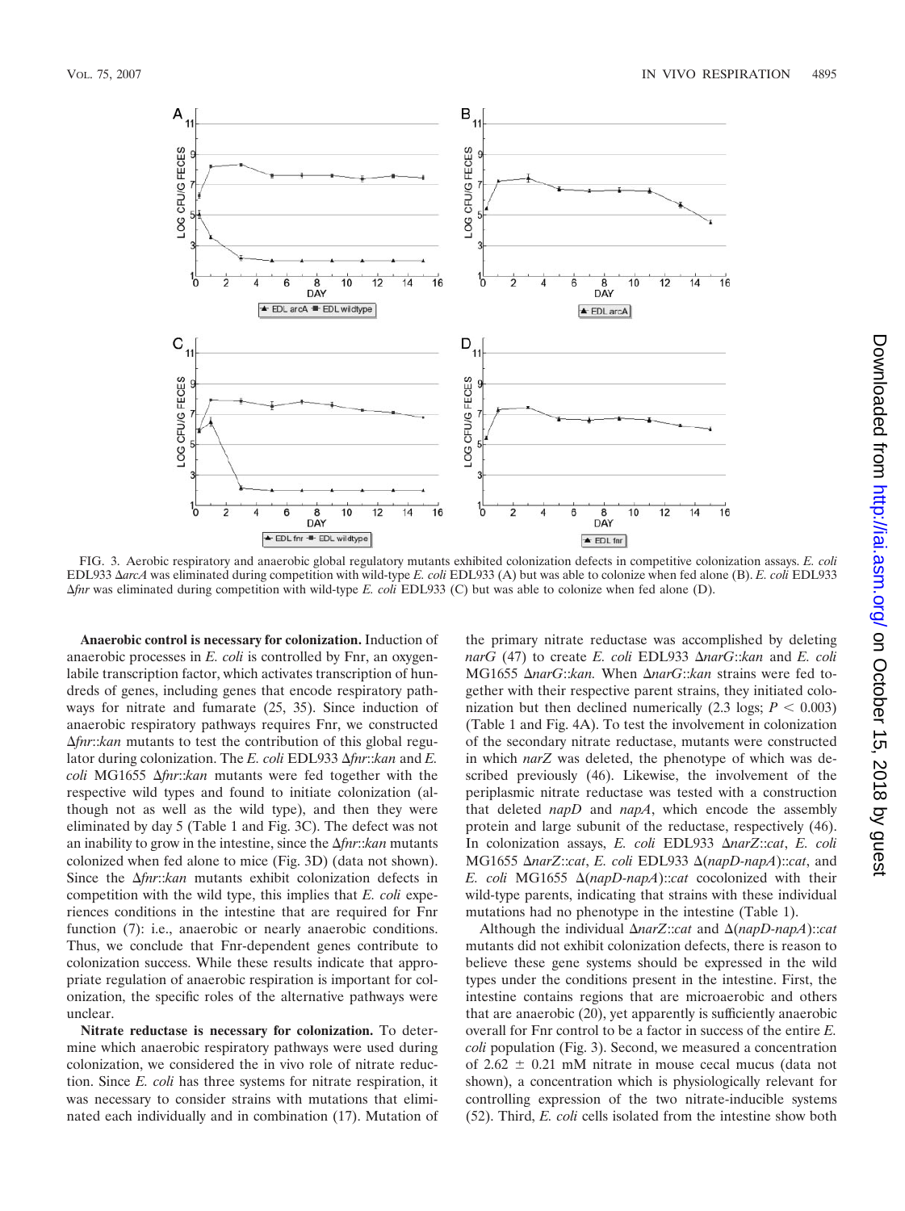FIG. 3. Aerobic respiratory and anaerobic global regulatory mutants exhibited colonization defects in competitive colonization assays. *E. coli* EDL933 Δ*arcA* was eliminated during competition with wild-type *E. coli* EDL933 (A) but was able to colonize when fed alone (B). *E. coli* EDL933 Δ*fnr* was eliminated during competition with wild-type *E. coli* EDL933 (C) but was able to colonize when fed alone (D).

**Anaerobic control is necessary for colonization.** Induction of anaerobic processes in *E. coli* is controlled by Fnr, an oxygen-labile transcription factor, which activates transcription of hundreds of genes, including genes that encode respiratory pathways for nitrate and fumarate (25, 35). Since induction of anaerobic respiratory pathways requires Fnr, we constructed Δ*fnr*::*kan* mutants to test the contribution of this global regulator during colonization. The *E. coli* EDL933 Δ*fnr*::*kan* and *E. coli* MG1655 Δ*fnr*::*kan* mutants were fed together with the respective wild types and found to initiate colonization (although not as well as the wild type), and then they were eliminated by day 5 (Table 1 and Fig. 3C). The defect was not an inability to grow in the intestine, since the Δ*fnr*::*kan* mutants colonized when fed alone to mice (Fig. 3D) (data not shown). Since the Δ*fnr*::*kan* mutants exhibit colonization defects in competition with the wild type, this implies that *E. coli* experiences conditions in the intestine that are required for Fnr function (7): i.e., anaerobic or nearly anaerobic conditions. Thus, we conclude that Fnr-dependent genes contribute to colonization success. While these results indicate that appropriate regulation of anaerobic respiration is important for colonization, the specific roles of the alternative pathways were unclear.

**Nitrate reductase is necessary for colonization.** To determine which anaerobic respiratory pathways were used during colonization, we considered the in vivo role of nitrate reduction. Since *E. coli* has three systems for nitrate respiration, it was necessary to consider strains with mutations that eliminated each individually and in combination (17). Mutation of the primary nitrate reductase was accomplished by deleting *narG* (47) to create *E. coli* EDL933 Δ*narG*::*kan* and *E. coli* MG1655 Δ*narG*::*kan.* When Δ*narG*::*kan* strains were fed together with their respective parent strains, they initiated colonization but then declined numerically (2.3 logs; $P < 0.003$) (Table 1 and Fig. 4A). To test the involvement in colonization of the secondary nitrate reductase, mutants were constructed in which *narZ* was deleted, the phenotype of which was described previously (46). Likewise, the involvement of the periplasmic nitrate reductase was tested with a construction that deleted *napD* and *napA*, which encode the assembly protein and large subunit of the reductase, respectively (46). In colonization assays, *E. coli* EDL933 Δ*narZ*::*cat*, *E. coli* MG1655 Δ*narZ*::*cat*, *E. coli* EDL933 Δ(*napD-napA*)::*cat*, and *E. coli* MG1655 Δ(*napD-napA*)::*cat* cocolonized with their wild-type parents, indicating that strains with these individual mutations had no phenotype in the intestine (Table 1).

Although the individual Δ*narZ*::*cat* and Δ(*napD-napA*)::*cat* mutants did not exhibit colonization defects, there is reason to believe these gene systems should be expressed in the wild types under the conditions present in the intestine. First, the intestine contains regions that are microaerobic and others that are anaerobic (20), yet apparently is sufficiently anaerobic overall for Fnr control to be a factor in success of the entire *E. coli* population (Fig. 3). Second, we measured a concentration of $2.62 \pm 0.21$ mM nitrate in mouse cecal mucus (data not shown), a concentration which is physiologically relevant for controlling expression of the two nitrate-inducible systems (52). Third, *E. coli* cells isolated from the intestine show both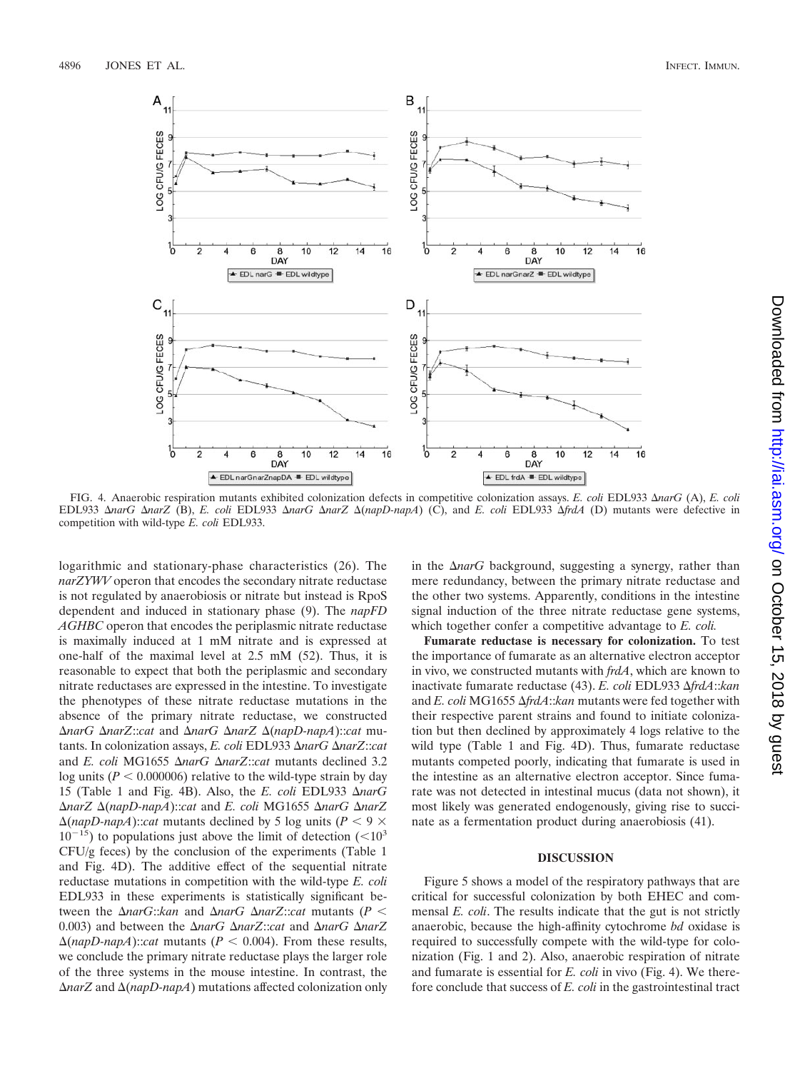FIG. 4. Anaerobic respiration mutants exhibited colonization defects in competitive colonization assays. *E. coli* EDL933 Δ*narG* (A), *E. coli* EDL933 Δ*narG* Δ*narZ* (B), *E. coli* EDL933 Δ*narG* Δ*narZ* Δ(*napD-napA*) (C), and *E. coli* EDL933 Δ*frdA* (D) mutants were defective in competition with wild-type *E. coli* EDL933.

logarithmic and stationary-phase characteristics (26). The *narZYWV* operon that encodes the secondary nitrate reductase is not regulated by anaerobiosis or nitrate but instead is RpoS dependent and induced in stationary phase (9). The *napFDAGHBC* operon that encodes the periplasmic nitrate reductase is maximally induced at 1 mM nitrate and is expressed at one-half of the maximal level at 2.5 mM (52). Thus, it is reasonable to expect that both the periplasmic and secondary nitrate reductases are expressed in the intestine. To investigate the phenotypes of these nitrate reductase mutations in the absence of the primary nitrate reductase, we constructed Δ*narG* Δ*narZ*::*cat* and Δ*narG* Δ*narZ* Δ(*napD-napA*)::*cat* mutants. In colonization assays, *E. coli* EDL933 Δ*narG* Δ*narZ*::*cat* and *E. coli* MG1655 Δ*narG* Δ*narZ*::*cat* mutants declined 3.2 log units ($P < 0.000006$) relative to the wild-type strain by day 15 (Table 1 and Fig. 4B). Also, the *E. coli* EDL933 Δ*narG* Δ*narZ* Δ(*napD-napA*)::*cat* and *E. coli* MG1655 Δ*narG* Δ*narZ* Δ(*napD-napA*)::*cat* mutants declined by 5 log units ($P < 9 \times 10^{-15}$) to populations just above the limit of detection ($<10^3$ CFU/g feces) by the conclusion of the experiments (Table 1 and Fig. 4D). The additive effect of the sequential nitrate reductase mutations in competition with the wild-type *E. coli* EDL933 in these experiments is statistically significant between the Δ*narG*::*kan* and Δ*narG* Δ*narZ*::*cat* mutants ($P < 0.003$) and between the Δ*narG* Δ*narZ*::*cat* and Δ*narG* Δ*narZ* Δ(*napD-napA*)::*cat* mutants ($P < 0.004$). From these results, we conclude the primary nitrate reductase plays the larger role of the three systems in the mouse intestine. In contrast, the Δ*narZ* and Δ(*napD-napA*) mutations affected colonization only in the Δ*narG* background, suggesting a synergy, rather than mere redundancy, between the primary nitrate reductase and the other two systems. Apparently, conditions in the intestine signal induction of the three nitrate reductase gene systems, which together confer a competitive advantage to *E. coli.*

**Fumarate reductase is necessary for colonization.** To test the importance of fumarate as an alternative electron acceptor in vivo, we constructed mutants with *frdA*, which are known to inactivate fumarate reductase (43). *E. coli* EDL933 Δ*frdA*::*kan* and *E. coli* MG1655 Δ*frdA*::*kan* mutants were fed together with their respective parent strains and found to initiate colonization but then declined by approximately 4 logs relative to the wild type (Table 1 and Fig. 4D). Thus, fumarate reductase mutants competed poorly, indicating that fumarate is used in the intestine as an alternative electron acceptor. Since fumarate was not detected in intestinal mucus (data not shown), it most likely was generated endogenously, giving rise to succinate as a fermentation product during anaerobiosis (41).

## DISCUSSION

Figure 5 shows a model of the respiratory pathways that are critical for successful colonization by both EHEC and commensal *E. coli*. The results indicate that the gut is not strictly anaerobic, because the high-affinity cytochrome *bd* oxidase is required to successfully compete with the wild-type for colonization (Fig. 1 and 2). Also, anaerobic respiration of nitrate and fumarate is essential for *E. coli* in vivo (Fig. 4). We therefore conclude that success of *E. coli* in the gastrointestinal tract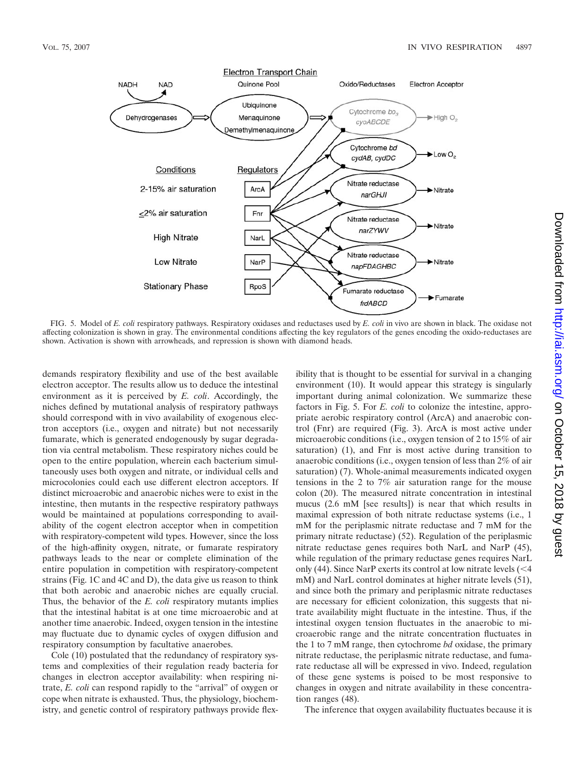Electron Transport Chain

NADH NAD

Dehydrogenases

Quinone Pool

Ubiquinone
Menaquinone
Demethylmenaquinone

Oxido/Reductases

Cytochrome $bo_3$
*cyoABCDE*

Cytochrome *bd*
*cydAB, cydDC*

Nitrate reductase
*narGHJI*

Nitrate reductase
*narZYWV*

Nitrate reductase
*napFDAGHBC*

Fumarate reductase
*frdABCD*

Electron Acceptor

High $O_2$

Low $O_2$

Nitrate

Nitrate

Nitrate

Fumarate

Conditions

2-15% air saturation

≤2% air saturation

High Nitrate

Low Nitrate

Stationary Phase

Regulators

ArcA

Fnr

NarL

NarP

RpoS

FIG. 5. Model of *E. coli* respiratory pathways. Respiratory oxidases and reductases used by *E. coli* in vivo are shown in black. The oxidase not affecting colonization is shown in gray. The environmental conditions affecting the key regulators of the genes encoding the oxido-reductases are shown. Activation is shown with arrowheads, and repression is shown with diamond heads.

demands respiratory flexibility and use of the best available electron acceptor. The results allow us to deduce the intestinal environment as it is perceived by *E. coli*. Accordingly, the niches defined by mutational analysis of respiratory pathways should correspond with in vivo availability of exogenous electron acceptors (i.e., oxygen and nitrate) but not necessarily fumarate, which is generated endogenously by sugar degradation via central metabolism. These respiratory niches could be open to the entire population, wherein each bacterium simultaneously uses both oxygen and nitrate, or individual cells and microcolonies could each use different electron acceptors. If distinct microaerobic and anaerobic niches were to exist in the intestine, then mutants in the respective respiratory pathways would be maintained at populations corresponding to availability of the cogent electron acceptor when in competition with respiratory-competent wild types. However, since the loss of the high-affinity oxygen, nitrate, or fumarate respiratory pathways leads to the near or complete elimination of the entire population in competition with respiratory-competent strains (Fig. 1C and 4C and D), the data give us reason to think that both aerobic and anaerobic niches are equally crucial. Thus, the behavior of the *E. coli* respiratory mutants implies that the intestinal habitat is at one time microaerobic and at another time anaerobic. Indeed, oxygen tension in the intestine may fluctuate due to dynamic cycles of oxygen diffusion and respiratory consumption by facultative anaerobes.

Cole (10) postulated that the redundancy of respiratory systems and complexities of their regulation ready bacteria for changes in electron acceptor availability: when respiring nitrate, *E. coli* can respond rapidly to the "arrival" of oxygen or cope when nitrate is exhausted. Thus, the physiology, biochemistry, and genetic control of respiratory pathways provide flexibility that is thought to be essential for survival in a changing environment (10). It would appear this strategy is singularly important during animal colonization. We summarize these factors in Fig. 5. For *E. coli* to colonize the intestine, appropriate aerobic respiratory control (ArcA) and anaerobic control (Fnr) are required (Fig. 3). ArcA is most active under microaerobic conditions (i.e., oxygen tension of 2 to 15% of air saturation) (1), and Fnr is most active during transition to anaerobic conditions (i.e., oxygen tension of less than 2% of air saturation) (7). Whole-animal measurements indicated oxygen tensions in the 2 to 7% air saturation range for the mouse colon (20). The measured nitrate concentration in intestinal mucus (2.6 mM [see results]) is near that which results in maximal expression of both nitrate reductase systems (i.e., 1 mM for the periplasmic nitrate reductase and 7 mM for the primary nitrate reductase) (52). Regulation of the periplasmic nitrate reductase genes requires both NarL and NarP (45), while regulation of the primary reductase genes requires NarL only (44). Since NarP exerts its control at low nitrate levels (<4 mM) and NarL control dominates at higher nitrate levels (51), and since both the primary and periplasmic nitrate reductases are necessary for efficient colonization, this suggests that nitrate availability might fluctuate in the intestine. Thus, if the intestinal oxygen tension fluctuates in the anaerobic to microaerobic range and the nitrate concentration fluctuates in the 1 to 7 mM range, then cytochrome *bd* oxidase, the primary nitrate reductase, the periplasmic nitrate reductase, and fumarate reductase all will be expressed in vivo. Indeed, regulation of these gene systems is poised to be most responsive to changes in oxygen and nitrate availability in these concentration ranges (48).

The inference that oxygen availability fluctuates because it is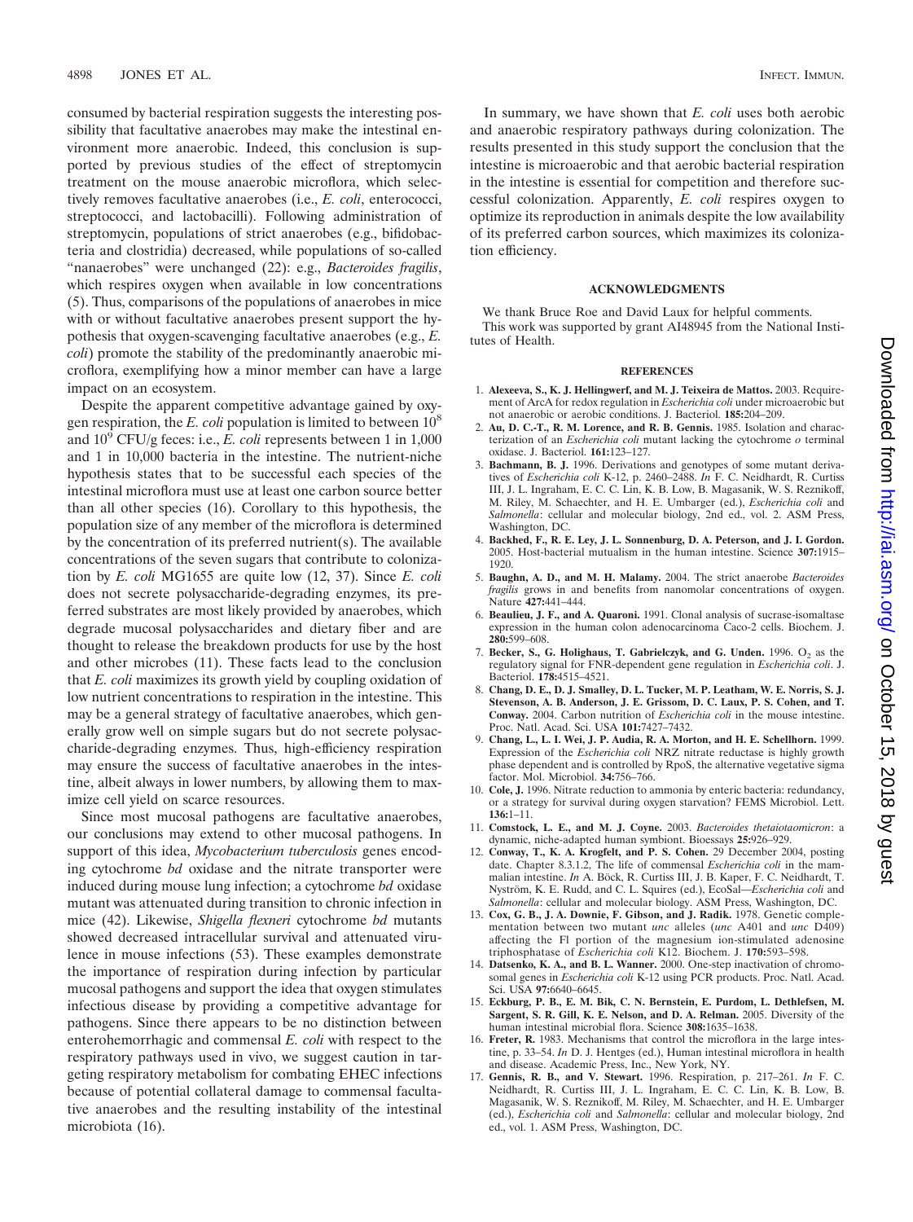consumed by bacterial respiration suggests the interesting possibility that facultative anaerobes may make the intestinal environment more anaerobic. Indeed, this conclusion is supported by previous studies of the effect of streptomycin treatment on the mouse anaerobic microflora, which selectively removes facultative anaerobes (i.e., *E. coli*, enterococci, streptococci, and lactobacilli). Following administration of streptomycin, populations of strict anaerobes (e.g., bifidobacteria and clostridia) decreased, while populations of so-called "nanaerobes" were unchanged (22): e.g., *Bacteroides fragilis*, which respires oxygen when available in low concentrations (5). Thus, comparisons of the populations of anaerobes in mice with or without facultative anaerobes present support the hypothesis that oxygen-scavenging facultative anaerobes (e.g., *E. coli*) promote the stability of the predominantly anaerobic microflora, exemplifying how a minor member can have a large impact on an ecosystem.

Despite the apparent competitive advantage gained by oxygen respiration, the *E. coli* population is limited to between $10^8$ and $10^9$ CFU/g feces: i.e., *E. coli* represents between 1 in 1,000 and 1 in 10,000 bacteria in the intestine. The nutrient-niche hypothesis states that to be successful each species of the intestinal microflora must use at least one carbon source better than all other species (16). Corollary to this hypothesis, the population size of any member of the microflora is determined by the concentration of its preferred nutrient(s). The available concentrations of the seven sugars that contribute to colonization by *E. coli* MG1655 are quite low (12, 37). Since *E. coli* does not secrete polysaccharide-degrading enzymes, its preferred substrates are most likely provided by anaerobes, which degrade mucosal polysaccharides and dietary fiber and are thought to release the breakdown products for use by the host and other microbes (11). These facts lead to the conclusion that *E. coli* maximizes its growth yield by coupling oxidation of low nutrient concentrations to respiration in the intestine. This may be a general strategy of facultative anaerobes, which generally grow well on simple sugars but do not secrete polysaccharide-degrading enzymes. Thus, high-efficiency respiration may ensure the success of facultative anaerobes in the intestine, albeit always in lower numbers, by allowing them to maximize cell yield on scarce resources.

Since most mucosal pathogens are facultative anaerobes, our conclusions may extend to other mucosal pathogens. In support of this idea, *Mycobacterium tuberculosis* genes encoding cytochrome *bd* oxidase and the nitrate transporter were induced during mouse lung infection; a cytochrome *bd* oxidase mutant was attenuated during transition to chronic infection in mice (42). Likewise, *Shigella flexneri* cytochrome *bd* mutants showed decreased intracellular survival and attenuated virulence in mouse infections (53). These examples demonstrate the importance of respiration during infection by particular mucosal pathogens and support the idea that oxygen stimulates infectious disease by providing a competitive advantage for pathogens. Since there appears to be no distinction between enterohemorrhagic and commensal *E. coli* with respect to the respiratory pathways used in vivo, we suggest caution in targeting respiratory metabolism for combating EHEC infections because of potential collateral damage to commensal facultative anaerobes and the resulting instability of the intestinal microbiota (16).

In summary, we have shown that *E. coli* uses both aerobic and anaerobic respiratory pathways during colonization. The results presented in this study support the conclusion that the intestine is microaerobic and that aerobic bacterial respiration in the intestine is essential for competition and therefore successful colonization. Apparently, *E. coli* respires oxygen to optimize its reproduction in animals despite the low availability of its preferred carbon sources, which maximizes its colonization efficiency.

## ACKNOWLEDGMENTS

We thank Bruce Roe and David Laux for helpful comments.

This work was supported by grant AI48945 from the National Institutes of Health.

## REFERENCES

1. **Alexeeva, S., K. J. Hellingwerf, and M. J. Teixeira de Mattos.** 2003. Requirement of ArcA for redox regulation in *Escherichia coli* under microaerobic but not anaerobic or aerobic conditions. J. Bacteriol. **185:**204–209.
2. **Au, D. C.-T., R. M. Lorence, and R. B. Gennis.** 1985. Isolation and characterization of an *Escherichia coli* mutant lacking the cytochrome *o* terminal oxidase. J. Bacteriol. **161:**123–127.
3. **Bachmann, B. J.** 1996. Derivations and genotypes of some mutant derivatives of *Escherichia coli* K-12, p. 2460–2488. *In* F. C. Neidhardt, R. Curtiss III, J. L. Ingraham, E. C. C. Lin, K. B. Low, B. Magasanik, W. S. Reznikoff, M. Riley, M. Schaechter, and H. E. Umbarger (ed.), *Escherichia coli* and *Salmonella*: cellular and molecular biology, 2nd ed., vol. 2. ASM Press, Washington, DC.
4. **Backhed, F., R. E. Ley, J. L. Sonnenburg, D. A. Peterson, and J. I. Gordon.** 2005. Host-bacterial mutualism in the human intestine. Science **307:**1915–1920.
5. **Baughn, A. D., and M. H. Malamy.** 2004. The strict anaerobe *Bacteroides fragilis* grows in and benefits from nanomolar concentrations of oxygen. Nature **427:**441–444.
6. **Beaulieu, J. F., and A. Quaroni.** 1991. Clonal analysis of sucrase-isomaltase expression in the human colon adenocarcinoma Caco-2 cells. Biochem. J. **280:**599–608.
7. **Becker, S., G. Holighaus, T. Gabrielczyk, and G. Unden.** 1996. $O_2$ as the regulatory signal for FNR-dependent gene regulation in *Escherichia coli*. J. Bacteriol. **178:**4515–4521.
8. **Chang, D. E., D. J. Smalley, D. L. Tucker, M. P. Leatham, W. E. Norris, S. J. Stevenson, A. B. Anderson, J. E. Grissom, D. C. Laux, P. S. Cohen, and T. Conway.** 2004. Carbon nutrition of *Escherichia coli* in the mouse intestine. Proc. Natl. Acad. Sci. USA **101:**7427–7432.
9. **Chang, L., L. I. Wei, J. P. Audia, R. A. Morton, and H. E. Schellhorn.** 1999. Expression of the *Escherichia coli* NRZ nitrate reductase is highly growth phase dependent and is controlled by RpoS, the alternative vegetative sigma factor. Mol. Microbiol. **34:**756–766.
10. **Cole, J.** 1996. Nitrate reduction to ammonia by enteric bacteria: redundancy, or a strategy for survival during oxygen starvation? FEMS Microbiol. Lett. **136:**1–11.
11. **Comstock, L. E., and M. J. Coyne.** 2003. *Bacteroides thetaiotaomicron*: a dynamic, niche-adapted human symbiont. Bioessays **25:**926–929.
12. **Conway, T., K. A. Krogfelt, and P. S. Cohen.** 29 December 2004, posting date. Chapter 8.3.1.2, The life of commensal *Escherichia coli* in the mammalian intestine. *In* A. Böck, R. Curtiss III, J. B. Kaper, F. C. Neidhardt, T. Nyström, K. E. Rudd, and C. L. Squires (ed.), EcoSal—*Escherichia coli* and *Salmonella*: cellular and molecular biology. ASM Press, Washington, DC.
13. **Cox, G. B., J. A. Downie, F. Gibson, and J. Radik.** 1978. Genetic complementation between two mutant *unc* alleles (*unc* A401 and *unc* D409) affecting the Fl portion of the magnesium ion-stimulated adenosine triphosphatase of *Escherichia coli* K12. Biochem. J. **170:**593–598.
14. **Datsenko, K. A., and B. L. Wanner.** 2000. One-step inactivation of chromosomal genes in *Escherichia coli* K-12 using PCR products. Proc. Natl. Acad. Sci. USA **97:**6640–6645.
15. **Eckburg, P. B., E. M. Bik, C. N. Bernstein, E. Purdom, L. Dethlefsen, M. Sargent, S. R. Gill, K. E. Nelson, and D. A. Relman.** 2005. Diversity of the human intestinal microbial flora. Science **308:**1635–1638.
16. **Freter, R.** 1983. Mechanisms that control the microflora in the large intestine, p. 33–54. *In* D. J. Hentges (ed.), Human intestinal microflora in health and disease. Academic Press, Inc., New York, NY.
17. **Gennis, R. B., and V. Stewart.** 1996. Respiration, p. 217–261. *In* F. C. Neidhardt, R. Curtiss III, J. L. Ingraham, E. C. C. Lin, K. B. Low, B. Magasanik, W. S. Reznikoff, M. Riley, M. Schaechter, and H. E. Umbarger (ed.), *Escherichia coli* and *Salmonella*: cellular and molecular biology, 2nd ed., vol. 1. ASM Press, Washington, DC.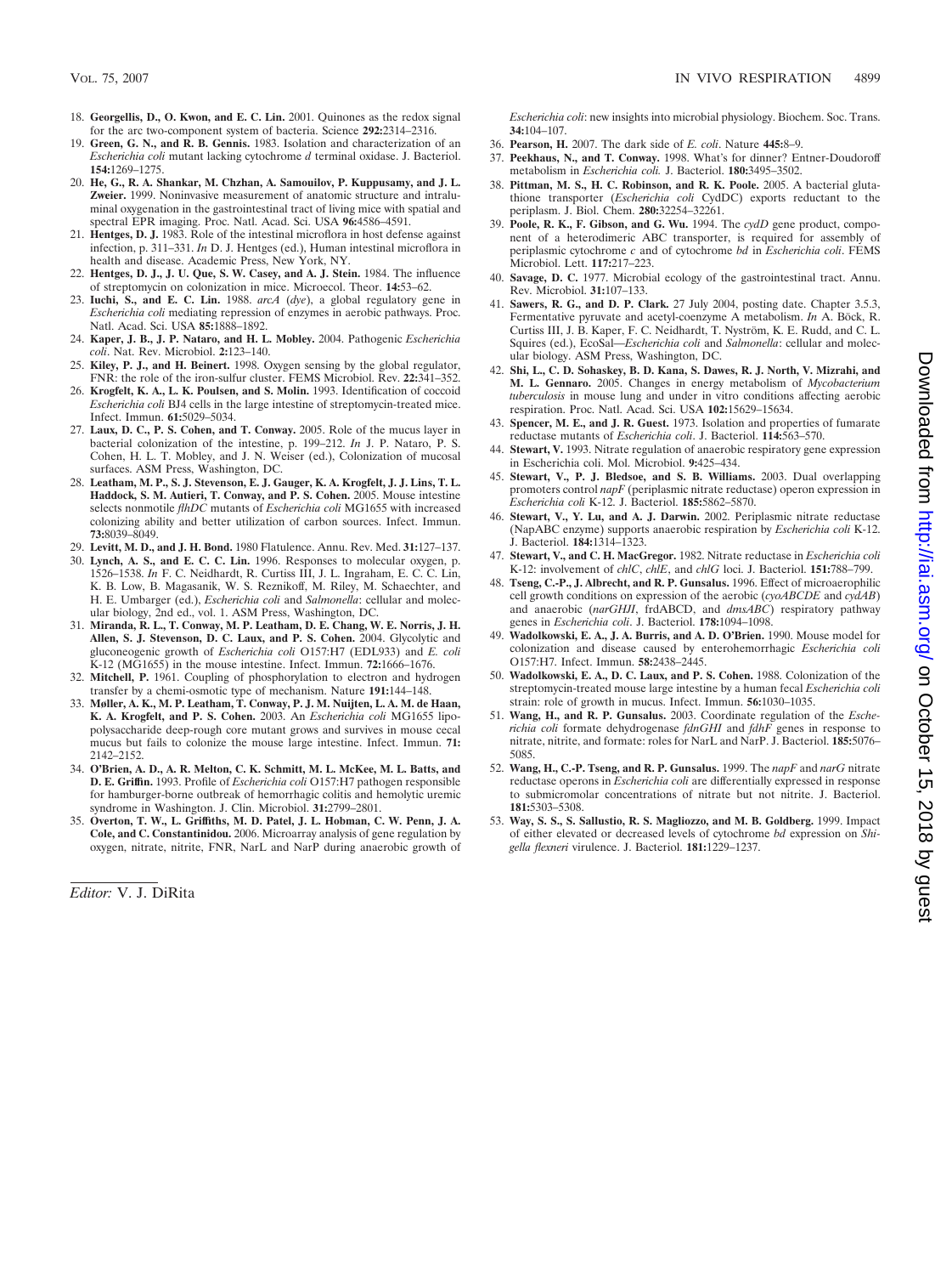18. **Georgellis, D., O. Kwon, and E. C. Lin.** 2001. Quinones as the redox signal for the arc two-component system of bacteria. Science **292:**2314–2316.
19. **Green, G. N., and R. B. Gennis.** 1983. Isolation and characterization of an *Escherichia coli* mutant lacking cytochrome *d* terminal oxidase. J. Bacteriol. **154:**1269–1275.
20. **He, G., R. A. Shankar, M. Chzhan, A. Samouilov, P. Kuppusamy, and J. L. Zweier.** 1999. Noninvasive measurement of anatomic structure and intraluminal oxygenation in the gastrointestinal tract of living mice with spatial and spectral EPR imaging. Proc. Natl. Acad. Sci. USA **96:**4586–4591.
21. **Hentges, D. J.** 1983. Role of the intestinal microflora in host defense against infection, p. 311–331. *In* D. J. Hentges (ed.), Human intestinal microflora in health and disease. Academic Press, New York, NY.
22. **Hentges, D. J., J. U. Que, S. W. Casey, and A. J. Stein.** 1984. The influence of streptomycin on colonization in mice. Microecol. Theor. **14:**53–62.
23. **Iuchi, S., and E. C. Lin.** 1988. *arcA* (*dye*), a global regulatory gene in *Escherichia coli* mediating repression of enzymes in aerobic pathways. Proc. Natl. Acad. Sci. USA **85:**1888–1892.
24. **Kaper, J. B., J. P. Nataro, and H. L. Mobley.** 2004. Pathogenic *Escherichia coli*. Nat. Rev. Microbiol. **2:**123–140.
25. **Kiley, P. J., and H. Beinert.** 1998. Oxygen sensing by the global regulator, FNR: the role of the iron-sulfur cluster. FEMS Microbiol. Rev. **22:**341–352.
26. **Krogfelt, K. A., L. K. Poulsen, and S. Molin.** 1993. Identification of coccoid *Escherichia coli* BJ4 cells in the large intestine of streptomycin-treated mice. Infect. Immun. **61:**5029–5034.
27. **Laux, D. C., P. S. Cohen, and T. Conway.** 2005. Role of the mucus layer in bacterial colonization of the intestine, p. 199–212. *In* J. P. Nataro, P. S. Cohen, H. L. T. Mobley, and J. N. Weiser (ed.), Colonization of mucosal surfaces. ASM Press, Washington, DC.
28. **Leatham, M. P., S. J. Stevenson, E. J. Gauger, K. A. Krogfelt, J. J. Lins, T. L. Haddock, S. M. Autieri, T. Conway, and P. S. Cohen.** 2005. Mouse intestine selects nonmotile *flhDC* mutants of *Escherichia coli* MG1655 with increased colonizing ability and better utilization of carbon sources. Infect. Immun. **73:**8039–8049.
29. **Levitt, M. D., and J. H. Bond.** 1980 Flatulence. Annu. Rev. Med. **31:**127–137.
30. **Lynch, A. S., and E. C. C. Lin.** 1996. Responses to molecular oxygen, p. 1526–1538. *In* F. C. Neidhardt, R. Curtiss III, J. L. Ingraham, E. C. C. Lin, K. B. Low, B. Magasanik, W. S. Reznikoff, M. Riley, M. Schaechter, and H. E. Umbarger (ed.), *Escherichia coli* and *Salmonella*: cellular and molecular biology, 2nd ed., vol. 1. ASM Press, Washington, DC.
31. **Miranda, R. L., T. Conway, M. P. Leatham, D. E. Chang, W. E. Norris, J. H. Allen, S. J. Stevenson, D. C. Laux, and P. S. Cohen.** 2004. Glycolytic and gluconeogenic growth of *Escherichia coli* O157:H7 (EDL933) and *E. coli* K-12 (MG1655) in the mouse intestine. Infect. Immun. **72:**1666–1676.
32. **Mitchell, P.** 1961. Coupling of phosphorylation to electron and hydrogen transfer by a chemi-osmotic type of mechanism. Nature **191:**144–148.
33. **Møller, A. K., M. P. Leatham, T. Conway, P. J. M. Nuijten, L. A. M. de Haan, K. A. Krogfelt, and P. S. Cohen.** 2003. An *Escherichia coli* MG1655 lipopolysaccharide deep-rough core mutant grows and survives in mouse cecal mucus but fails to colonize the mouse large intestine. Infect. Immun. **71:**2142–2152.
34. **O'Brien, A. D., A. R. Melton, C. K. Schmitt, M. L. McKee, M. L. Batts, and D. E. Griffin.** 1993. Profile of *Escherichia coli* O157:H7 pathogen responsible for hamburger-borne outbreak of hemorrhagic colitis and hemolytic uremic syndrome in Washington. J. Clin. Microbiol. **31:**2799–2801.
35. **Overton, T. W., L. Griffiths, M. D. Patel, J. L. Hobman, C. W. Penn, J. A. Cole, and C. Constantinidou.** 2006. Microarray analysis of gene regulation by oxygen, nitrate, nitrite, FNR, NarL and NarP during anaerobic growth of *Escherichia coli*: new insights into microbial physiology. Biochem. Soc. Trans. **34:**104–107.
36. **Pearson, H.** 2007. The dark side of *E. coli*. Nature **445:**8–9.
37. **Peekhaus, N., and T. Conway.** 1998. What's for dinner? Entner-Doudoroff metabolism in *Escherichia coli.* J. Bacteriol. **180:**3495–3502.
38. **Pittman, M. S., H. C. Robinson, and R. K. Poole.** 2005. A bacterial glutathione transporter (*Escherichia coli* CydDC) exports reductant to the periplasm. J. Biol. Chem. **280:**32254–32261.
39. **Poole, R. K., F. Gibson, and G. Wu.** 1994. The *cydD* gene product, component of a heterodimeric ABC transporter, is required for assembly of periplasmic cytochrome *c* and of cytochrome *bd* in *Escherichia coli*. FEMS Microbiol. Lett. **117:**217–223.
40. **Savage, D. C.** 1977. Microbial ecology of the gastrointestinal tract. Annu. Rev. Microbiol. **31:**107–133.
41. **Sawers, R. G., and D. P. Clark.** 27 July 2004, posting date. Chapter 3.5.3, Fermentative pyruvate and acetyl-coenzyme A metabolism. *In* A. Böck, R. Curtiss III, J. B. Kaper, F. C. Neidhardt, T. Nyström, K. E. Rudd, and C. L. Squires (ed.), EcoSal—*Escherichia coli* and *Salmonella*: cellular and molecular biology. ASM Press, Washington, DC.
42. **Shi, L., C. D. Sohaskey, B. D. Kana, S. Dawes, R. J. North, V. Mizrahi, and M. L. Gennaro.** 2005. Changes in energy metabolism of *Mycobacterium tuberculosis* in mouse lung and under in vitro conditions affecting aerobic respiration. Proc. Natl. Acad. Sci. USA **102:**15629–15634.
43. **Spencer, M. E., and J. R. Guest.** 1973. Isolation and properties of fumarate reductase mutants of *Escherichia coli*. J. Bacteriol. **114:**563–570.
44. **Stewart, V.** 1993. Nitrate regulation of anaerobic respiratory gene expression in Escherichia coli. Mol. Microbiol. **9:**425–434.
45. **Stewart, V., P. J. Bledsoe, and S. B. Williams.** 2003. Dual overlapping promoters control *napF* (periplasmic nitrate reductase) operon expression in *Escherichia coli* K-12. J. Bacteriol. **185:**5862–5870.
46. **Stewart, V., Y. Lu, and A. J. Darwin.** 2002. Periplasmic nitrate reductase (NapABC enzyme) supports anaerobic respiration by *Escherichia coli* K-12. J. Bacteriol. **184:**1314–1323.
47. **Stewart, V., and C. H. MacGregor.** 1982. Nitrate reductase in *Escherichia coli* K-12: involvement of *chlC*, *chlE*, and *chlG* loci. J. Bacteriol. **151:**788–799.
48. **Tseng, C.-P., J. Albrecht, and R. P. Gunsalus.** 1996. Effect of microaerophilic cell growth conditions on expression of the aerobic (*cyoABCDE* and *cydAB*) and anaerobic (*narGHJI*, frdABCD, and *dmsABC*) respiratory pathway genes in *Escherichia coli*. J. Bacteriol. **178:**1094–1098.
49. **Wadolkowski, E. A., J. A. Burris, and A. D. O'Brien.** 1990. Mouse model for colonization and disease caused by enterohemorrhagic *Escherichia coli* O157:H7. Infect. Immun. **58:**2438–2445.
50. **Wadolkowski, E. A., D. C. Laux, and P. S. Cohen.** 1988. Colonization of the streptomycin-treated mouse large intestine by a human fecal *Escherichia coli* strain: role of growth in mucus. Infect. Immun. **56:**1030–1035.
51. **Wang, H., and R. P. Gunsalus.** 2003. Coordinate regulation of the *Escherichia coli* formate dehydrogenase *fdnGHI* and *fdhF* genes in response to nitrate, nitrite, and formate: roles for NarL and NarP. J. Bacteriol. **185:**5076–5085.
52. **Wang, H., C.-P. Tseng, and R. P. Gunsalus.** 1999. The *napF* and *narG* nitrate reductase operons in *Escherichia coli* are differentially expressed in response to submicromolar concentrations of nitrate but not nitrite. J. Bacteriol. **181:**5303–5308.
53. **Way, S. S., S. Sallustio, R. S. Magliozzo, and M. B. Goldberg.** 1999. Impact of either elevated or decreased levels of cytochrome *bd* expression on *Shigella flexneri* virulence. J. Bacteriol. **181:**1229–1237.

*Editor:* V. J. DiRita